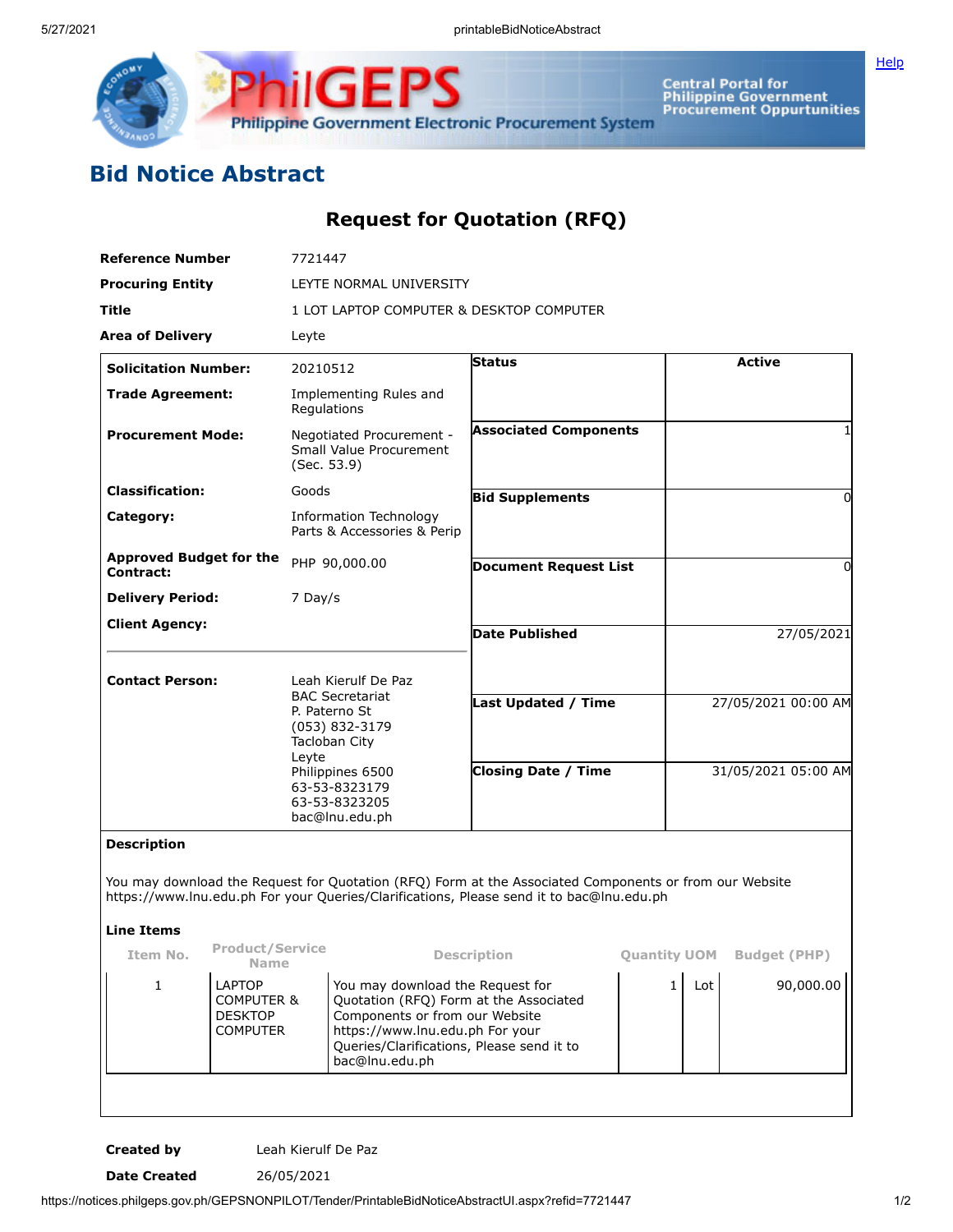# Bid Notice Abstract

## Request for Quotation (RFQ)

| | |
|---|---|
| **Reference Number** | 7721447 |
| **Procuring Entity** | LEYTE NORMAL UNIVERSITY |
| **Title** | 1 LOT LAPTOP COMPUTER & DESKTOP COMPUTER |
| **Area of Delivery** | Leyte |

| | | | |
|---|---|---|---|
| **Solicitation Number:** | 20210512 | **Status** | Active |
| **Trade Agreement:** | Implementing Rules and Regulations | | |
| **Procurement Mode:** | Negotiated Procurement - Small Value Procurement (Sec. 53.9) | **Associated Components** | 1 |
| **Classification:** | Goods | **Bid Supplements** | 0 |
| **Category:** | Information Technology Parts & Accessories & Perip | | |
| **Approved Budget for the Contract:** | PHP 90,000.00 | **Document Request List** | 0 |
| **Delivery Period:** | 7 Day/s | | |
| **Client Agency:** | | **Date Published** | 27/05/2021 |
| **Contact Person:** | Leah Kierulf De Paz<br>BAC Secretariat<br>P. Paterno St<br>(053) 832-3179<br>Tacloban City<br>Leyte<br>Philippines 6500<br>63-53-8323179<br>63-53-8323205<br>bac@lnu.edu.ph | **Last Updated / Time** | 27/05/2021 00:00 AM |
| | | **Closing Date / Time** | 31/05/2021 05:00 AM |

**Description**

You may download the Request for Quotation (RFQ) Form at the Associated Components or from our Website https://www.lnu.edu.ph For your Queries/Clarifications, Please send it to bac@lnu.edu.ph

**Line Items**

| Item No. | Product/Service Name | Description | Quantity | UOM | Budget (PHP) |
|---|---|---|---|---|---|
| 1 | LAPTOP COMPUTER & DESKTOP COMPUTER | You may download the Request for Quotation (RFQ) Form at the Associated Components or from our Website https://www.lnu.edu.ph For your Queries/Clarifications, Please send it to bac@lnu.edu.ph | 1 | Lot | 90,000.00 |

| | |
|---|---|
| **Created by** | Leah Kierulf De Paz |
| **Date Created** | 26/05/2021 |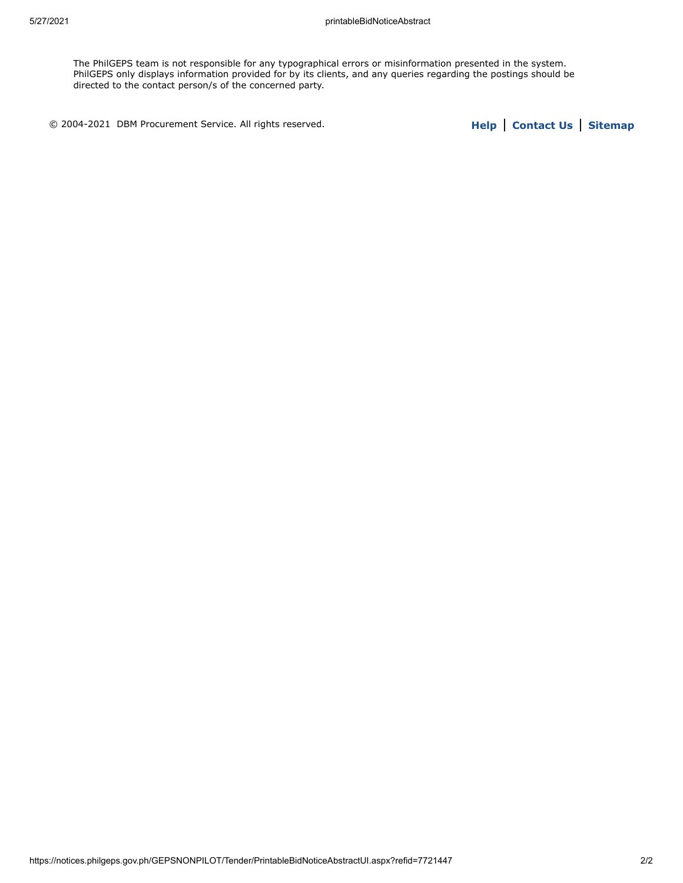The PhilGEPS team is not responsible for any typographical errors or misinformation presented in the system. PhilGEPS only displays information provided for by its clients, and any queries regarding the postings should be directed to the contact person/s of the concerned party.

© 2004-2021 DBM Procurement Service. All rights reserved.

**Help** | **Contact Us** | **Sitemap**